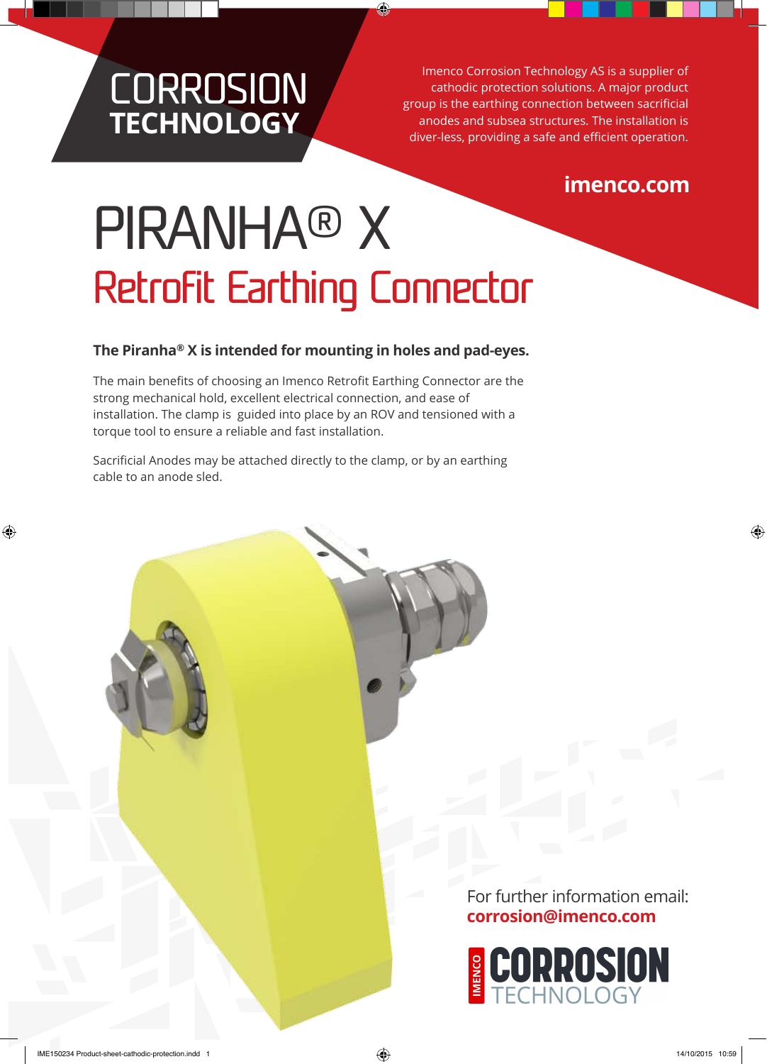CORRODION TECHNOLOGY

Imenco Corrosion Technology AS is a supplier of cathodic protection solutions. A major product group is the earthing connection between sacrificial anodes and subsea structures. The installation is diver-less, providing a safe and efficient operation.

**imenco.com**

# PIRANHA® X

## Retrofit Earthing Connector

**The Piranha® X is intended for mounting in holes and pad-eyes.**

The main benefits of choosing an Imenco Retrofit Earthing Connector are the strong mechanical hold, excellent electrical connection, and ease of installation. The clamp is guided into place by an ROV and tensioned with a torque tool to ensure a reliable and fast installation.

Sacrificial Anodes may be attached directly to the clamp, or by an earthing cable to an anode sled.

For further information email:
**corrosion@imenco.com**

IMENCO CORROSION TECHNOLOGY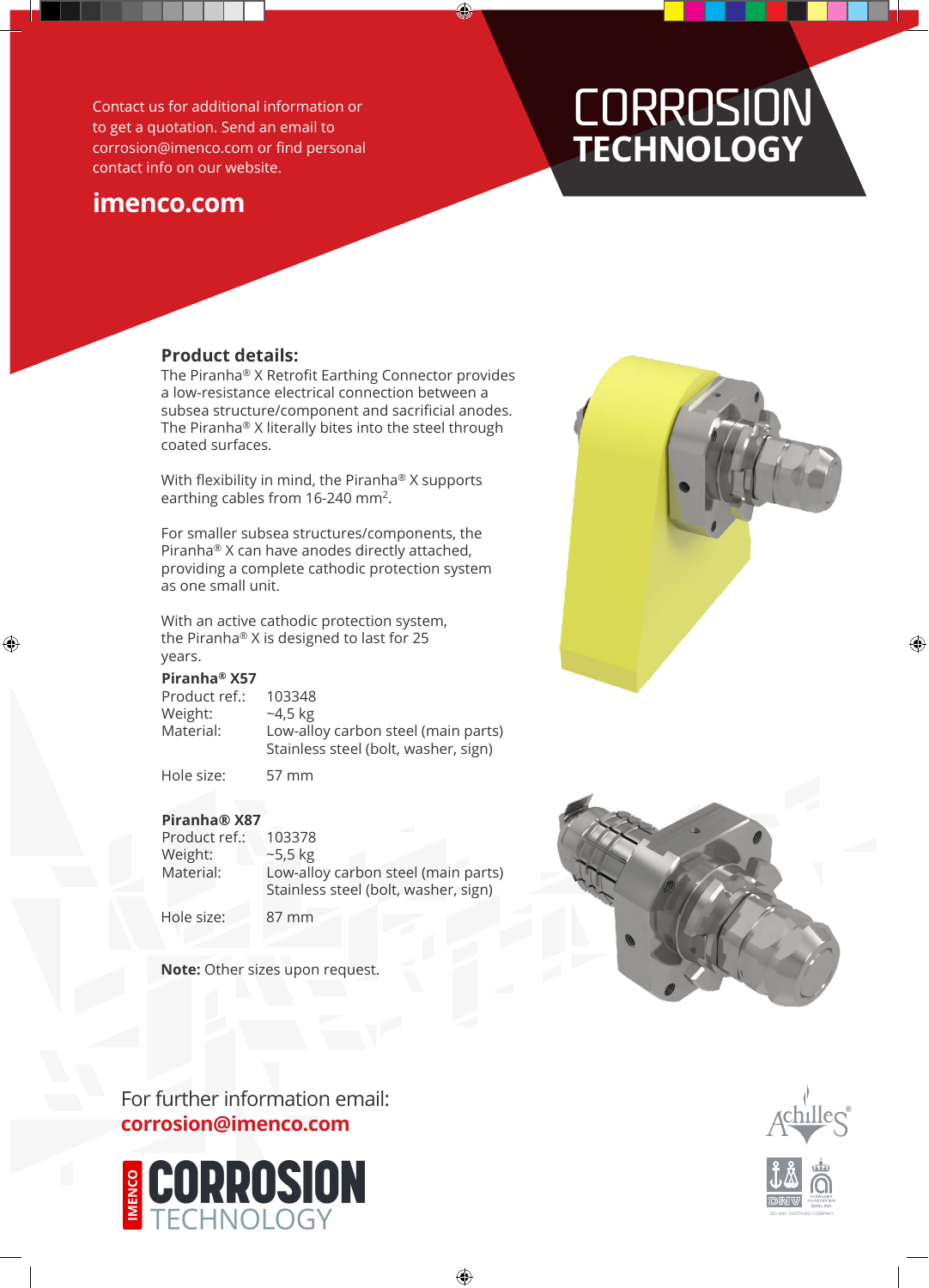Contact us for additional information or to get a quotation. Send an email to corrosion@imenco.com or find personal contact info on our website.

**imenco.com**

# CORROSION TECHNOLOGY

## Product details:

The Piranha® X Retrofit Earthing Connector provides a low-resistance electrical connection between a subsea structure/component and sacrificial anodes. The Piranha® X literally bites into the steel through coated surfaces.

With flexibility in mind, the Piranha® X supports earthing cables from 16-240 $mm^2$.

For smaller subsea structures/components, the Piranha® X can have anodes directly attached, providing a complete cathodic protection system as one small unit.

With an active cathodic protection system, the Piranha® X is designed to last for 25 years.

**Piranha® X57**

| | |
|---|---|
| Product ref.: | 103348 |
| Weight: | ~4,5 kg |
| Material: | Low-alloy carbon steel (main parts)<br>Stainless steel (bolt, washer, sign) |
| Hole size: | 57 mm |

**Piranha® X87**

| | |
|---|---|
| Product ref.: | 103378 |
| Weight: | ~5,5 kg |
| Material: | Low-alloy carbon steel (main parts)<br>Stainless steel (bolt, washer, sign) |
| Hole size: | 87 mm |

**Note:** Other sizes upon request.

For further information email:
**corrosion@imenco.com**

IMENCO CORROSION TECHNOLOGY

Achilles®

DNV

ISO 9001 CERTIFIED COMPANY